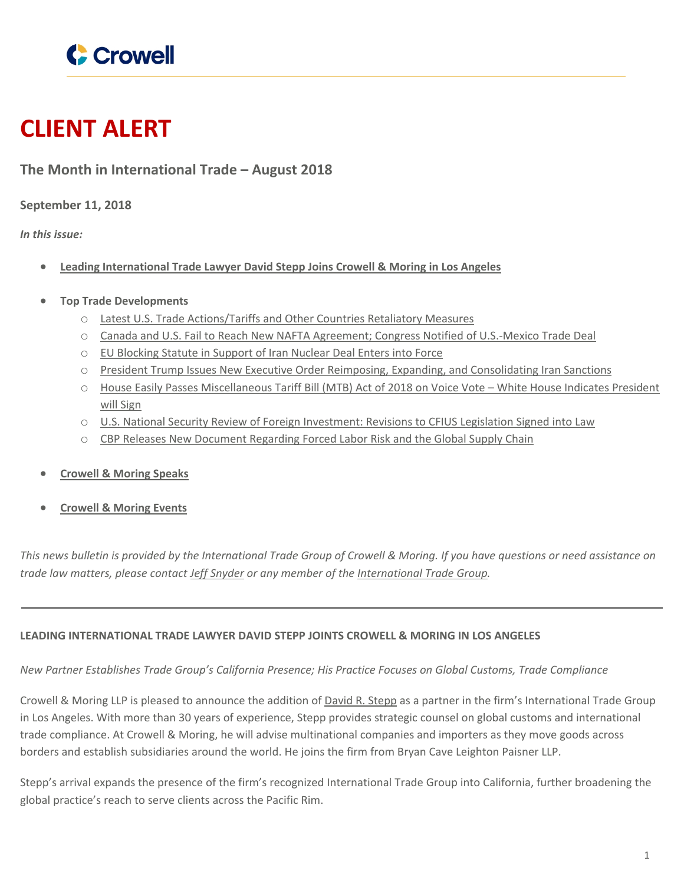Crowell

# CLIENT ALERT

## The Month in International Trade – August 2018

**September 11, 2018**

***In this issue:***

- **Leading International Trade Lawyer David Stepp Joins Crowell & Moring in Los Angeles**
- **Top Trade Developments**
  - Latest U.S. Trade Actions/Tariffs and Other Countries Retaliatory Measures
  - Canada and U.S. Fail to Reach New NAFTA Agreement; Congress Notified of U.S.-Mexico Trade Deal
  - EU Blocking Statute in Support of Iran Nuclear Deal Enters into Force
  - President Trump Issues New Executive Order Reimposing, Expanding, and Consolidating Iran Sanctions
  - House Easily Passes Miscellaneous Tariff Bill (MTB) Act of 2018 on Voice Vote – White House Indicates President will Sign
  - U.S. National Security Review of Foreign Investment: Revisions to CFIUS Legislation Signed into Law
  - CBP Releases New Document Regarding Forced Labor Risk and the Global Supply Chain
- **Crowell & Moring Speaks**
- **Crowell & Moring Events**

*This news bulletin is provided by the International Trade Group of Crowell & Moring. If you have questions or need assistance on trade law matters, please contact Jeff Snyder or any member of the International Trade Group.*

---

**LEADING INTERNATIONAL TRADE LAWYER DAVID STEPP JOINTS CROWELL & MORING IN LOS ANGELES**

*New Partner Establishes Trade Group's California Presence; His Practice Focuses on Global Customs, Trade Compliance*

Crowell & Moring LLP is pleased to announce the addition of David R. Stepp as a partner in the firm's International Trade Group in Los Angeles. With more than 30 years of experience, Stepp provides strategic counsel on global customs and international trade compliance. At Crowell & Moring, he will advise multinational companies and importers as they move goods across borders and establish subsidiaries around the world. He joins the firm from Bryan Cave Leighton Paisner LLP.

Stepp's arrival expands the presence of the firm's recognized International Trade Group into California, further broadening the global practice's reach to serve clients across the Pacific Rim.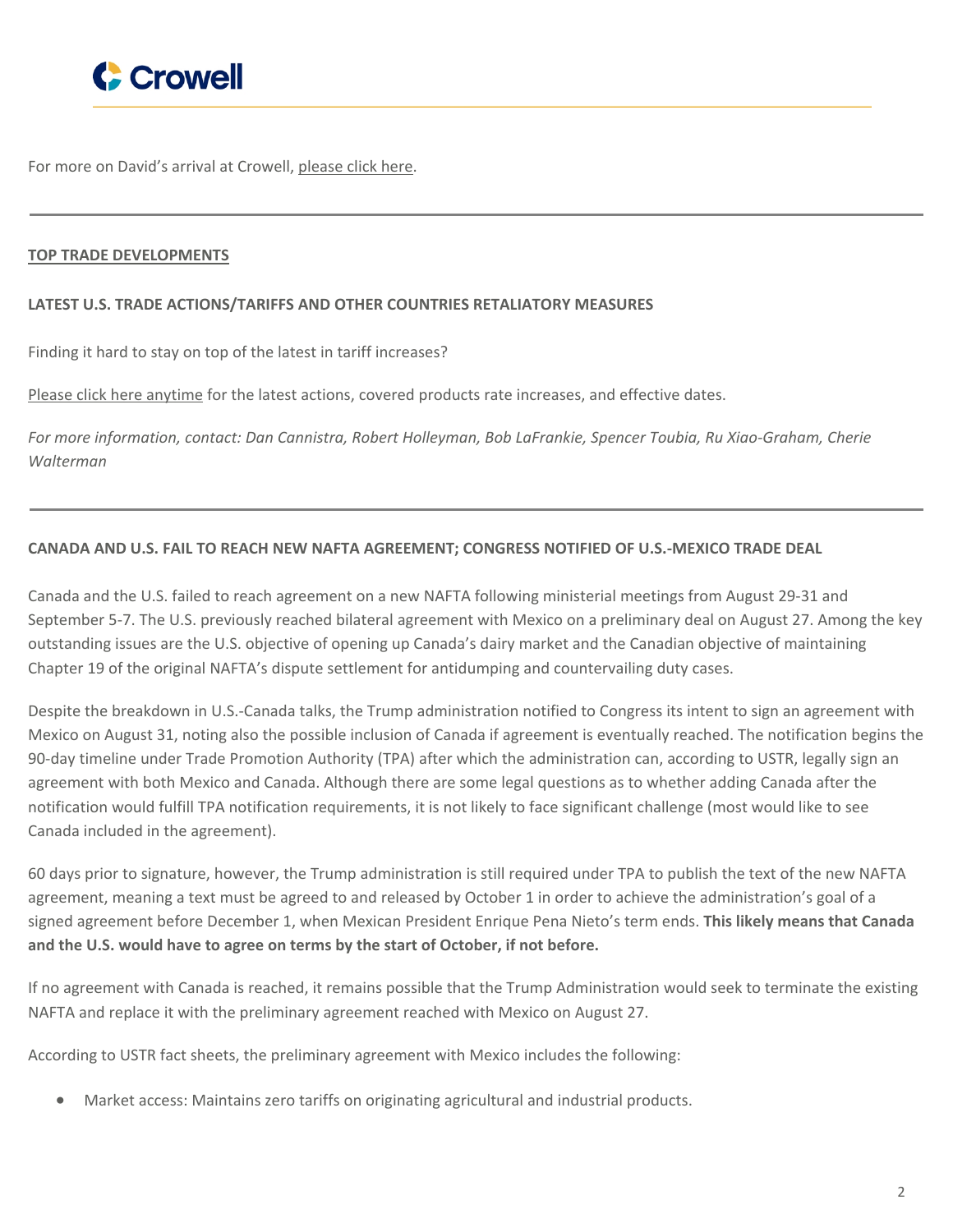For more on David's arrival at Crowell, please click here.

---

**TOP TRADE DEVELOPMENTS**

**LATEST U.S. TRADE ACTIONS/TARIFFS AND OTHER COUNTRIES RETALIATORY MEASURES**

Finding it hard to stay on top of the latest in tariff increases?

Please click here anytime for the latest actions, covered products rate increases, and effective dates.

*For more information, contact: Dan Cannistra, Robert Holleyman, Bob LaFrankie, Spencer Toubia, Ru Xiao-Graham, Cherie Walterman*

---

**CANADA AND U.S. FAIL TO REACH NEW NAFTA AGREEMENT; CONGRESS NOTIFIED OF U.S.-MEXICO TRADE DEAL**

Canada and the U.S. failed to reach agreement on a new NAFTA following ministerial meetings from August 29-31 and September 5-7. The U.S. previously reached bilateral agreement with Mexico on a preliminary deal on August 27. Among the key outstanding issues are the U.S. objective of opening up Canada's dairy market and the Canadian objective of maintaining Chapter 19 of the original NAFTA's dispute settlement for antidumping and countervailing duty cases.

Despite the breakdown in U.S.-Canada talks, the Trump administration notified to Congress its intent to sign an agreement with Mexico on August 31, noting also the possible inclusion of Canada if agreement is eventually reached. The notification begins the 90-day timeline under Trade Promotion Authority (TPA) after which the administration can, according to USTR, legally sign an agreement with both Mexico and Canada. Although there are some legal questions as to whether adding Canada after the notification would fulfill TPA notification requirements, it is not likely to face significant challenge (most would like to see Canada included in the agreement).

60 days prior to signature, however, the Trump administration is still required under TPA to publish the text of the new NAFTA agreement, meaning a text must be agreed to and released by October 1 in order to achieve the administration's goal of a signed agreement before December 1, when Mexican President Enrique Pena Nieto's term ends. **This likely means that Canada and the U.S. would have to agree on terms by the start of October, if not before.**

If no agreement with Canada is reached, it remains possible that the Trump Administration would seek to terminate the existing NAFTA and replace it with the preliminary agreement reached with Mexico on August 27.

According to USTR fact sheets, the preliminary agreement with Mexico includes the following:

- Market access: Maintains zero tariffs on originating agricultural and industrial products.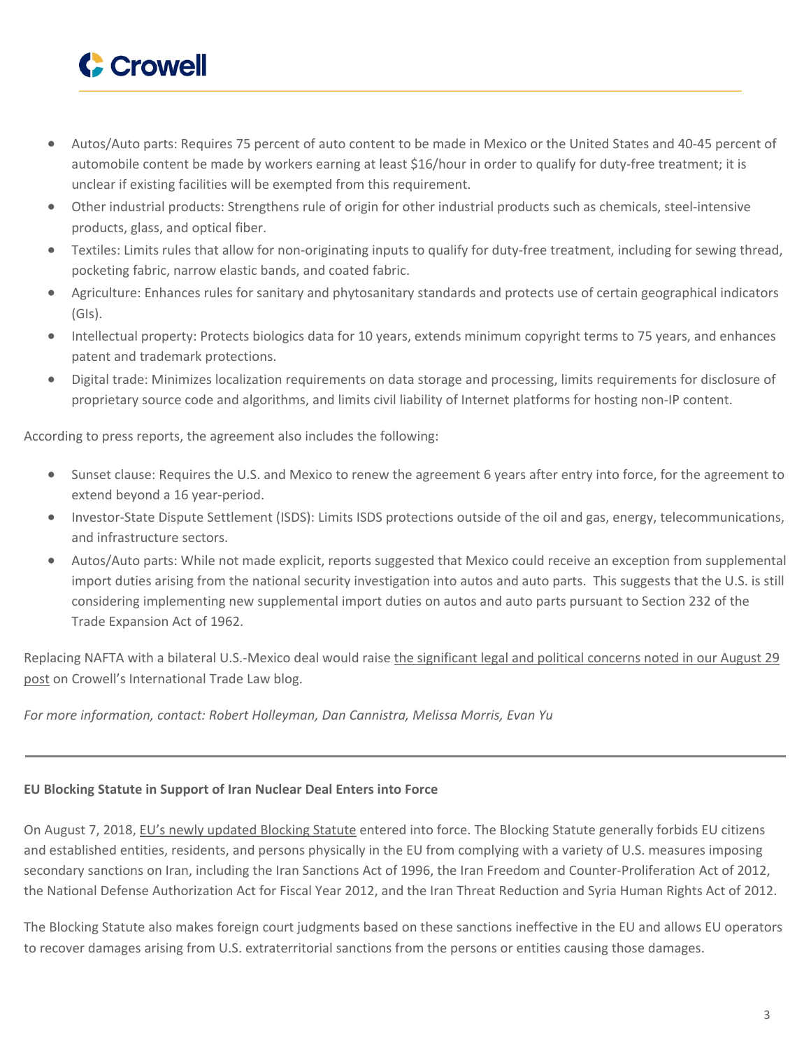- Autos/Auto parts: Requires 75 percent of auto content to be made in Mexico or the United States and 40-45 percent of automobile content be made by workers earning at least $16/hour in order to qualify for duty-free treatment; it is unclear if existing facilities will be exempted from this requirement.
- Other industrial products: Strengthens rule of origin for other industrial products such as chemicals, steel-intensive products, glass, and optical fiber.
- Textiles: Limits rules that allow for non-originating inputs to qualify for duty-free treatment, including for sewing thread, pocketing fabric, narrow elastic bands, and coated fabric.
- Agriculture: Enhances rules for sanitary and phytosanitary standards and protects use of certain geographical indicators (GIs).
- Intellectual property: Protects biologics data for 10 years, extends minimum copyright terms to 75 years, and enhances patent and trademark protections.
- Digital trade: Minimizes localization requirements on data storage and processing, limits requirements for disclosure of proprietary source code and algorithms, and limits civil liability of Internet platforms for hosting non-IP content.

According to press reports, the agreement also includes the following:

- Sunset clause: Requires the U.S. and Mexico to renew the agreement 6 years after entry into force, for the agreement to extend beyond a 16 year-period.
- Investor-State Dispute Settlement (ISDS): Limits ISDS protections outside of the oil and gas, energy, telecommunications, and infrastructure sectors.
- Autos/Auto parts: While not made explicit, reports suggested that Mexico could receive an exception from supplemental import duties arising from the national security investigation into autos and auto parts. This suggests that the U.S. is still considering implementing new supplemental import duties on autos and auto parts pursuant to Section 232 of the Trade Expansion Act of 1962.

Replacing NAFTA with a bilateral U.S.-Mexico deal would raise the significant legal and political concerns noted in our August 29 post on Crowell's International Trade Law blog.

*For more information, contact: Robert Holleyman, Dan Cannistra, Melissa Morris, Evan Yu*

---

**EU Blocking Statute in Support of Iran Nuclear Deal Enters into Force**

On August 7, 2018, EU's newly updated Blocking Statute entered into force. The Blocking Statute generally forbids EU citizens and established entities, residents, and persons physically in the EU from complying with a variety of U.S. measures imposing secondary sanctions on Iran, including the Iran Sanctions Act of 1996, the Iran Freedom and Counter-Proliferation Act of 2012, the National Defense Authorization Act for Fiscal Year 2012, and the Iran Threat Reduction and Syria Human Rights Act of 2012.

The Blocking Statute also makes foreign court judgments based on these sanctions ineffective in the EU and allows EU operators to recover damages arising from U.S. extraterritorial sanctions from the persons or entities causing those damages.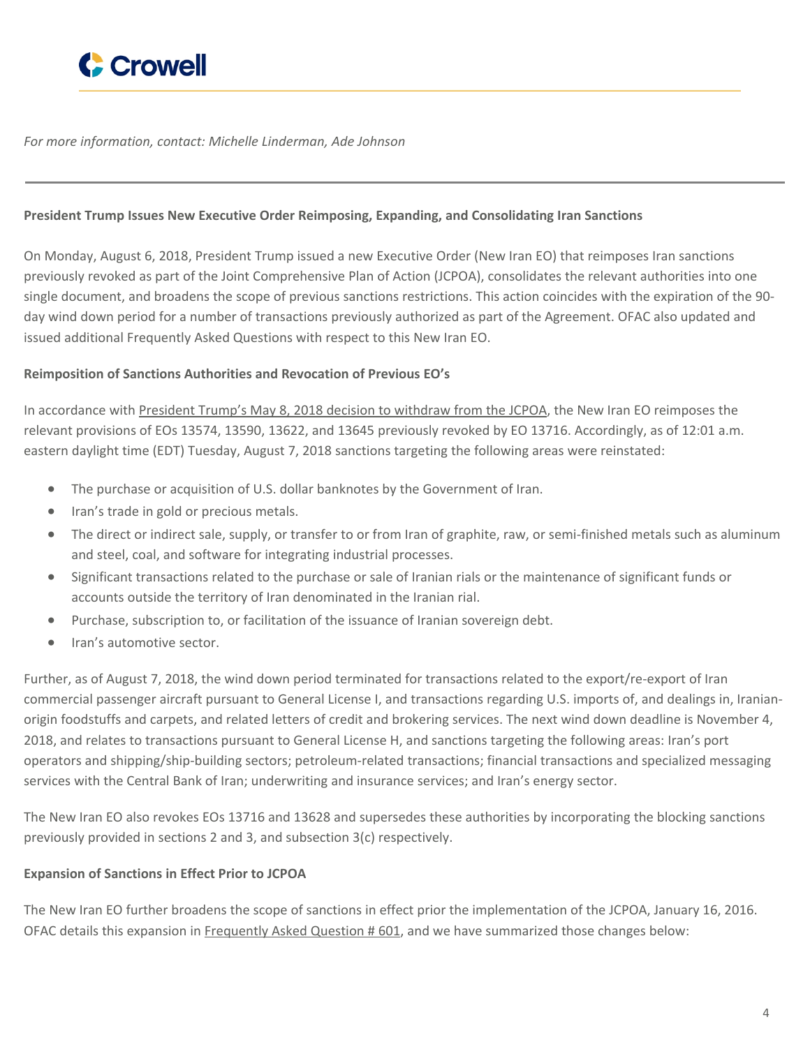*For more information, contact: Michelle Linderman, Ade Johnson*

---

**President Trump Issues New Executive Order Reimposing, Expanding, and Consolidating Iran Sanctions**

On Monday, August 6, 2018, President Trump issued a new Executive Order (New Iran EO) that reimposes Iran sanctions previously revoked as part of the Joint Comprehensive Plan of Action (JCPOA), consolidates the relevant authorities into one single document, and broadens the scope of previous sanctions restrictions. This action coincides with the expiration of the 90-day wind down period for a number of transactions previously authorized as part of the Agreement. OFAC also updated and issued additional Frequently Asked Questions with respect to this New Iran EO.

**Reimposition of Sanctions Authorities and Revocation of Previous EO's**

In accordance with President Trump's May 8, 2018 decision to withdraw from the JCPOA, the New Iran EO reimposes the relevant provisions of EOs 13574, 13590, 13622, and 13645 previously revoked by EO 13716. Accordingly, as of 12:01 a.m. eastern daylight time (EDT) Tuesday, August 7, 2018 sanctions targeting the following areas were reinstated:

- The purchase or acquisition of U.S. dollar banknotes by the Government of Iran.
- Iran's trade in gold or precious metals.
- The direct or indirect sale, supply, or transfer to or from Iran of graphite, raw, or semi-finished metals such as aluminum and steel, coal, and software for integrating industrial processes.
- Significant transactions related to the purchase or sale of Iranian rials or the maintenance of significant funds or accounts outside the territory of Iran denominated in the Iranian rial.
- Purchase, subscription to, or facilitation of the issuance of Iranian sovereign debt.
- Iran's automotive sector.

Further, as of August 7, 2018, the wind down period terminated for transactions related to the export/re-export of Iran commercial passenger aircraft pursuant to General License I, and transactions regarding U.S. imports of, and dealings in, Iranian-origin foodstuffs and carpets, and related letters of credit and brokering services. The next wind down deadline is November 4, 2018, and relates to transactions pursuant to General License H, and sanctions targeting the following areas: Iran's port operators and shipping/ship-building sectors; petroleum-related transactions; financial transactions and specialized messaging services with the Central Bank of Iran; underwriting and insurance services; and Iran's energy sector.

The New Iran EO also revokes EOs 13716 and 13628 and supersedes these authorities by incorporating the blocking sanctions previously provided in sections 2 and 3, and subsection 3(c) respectively.

**Expansion of Sanctions in Effect Prior to JCPOA**

The New Iran EO further broadens the scope of sanctions in effect prior the implementation of the JCPOA, January 16, 2016. OFAC details this expansion in Frequently Asked Question # 601, and we have summarized those changes below: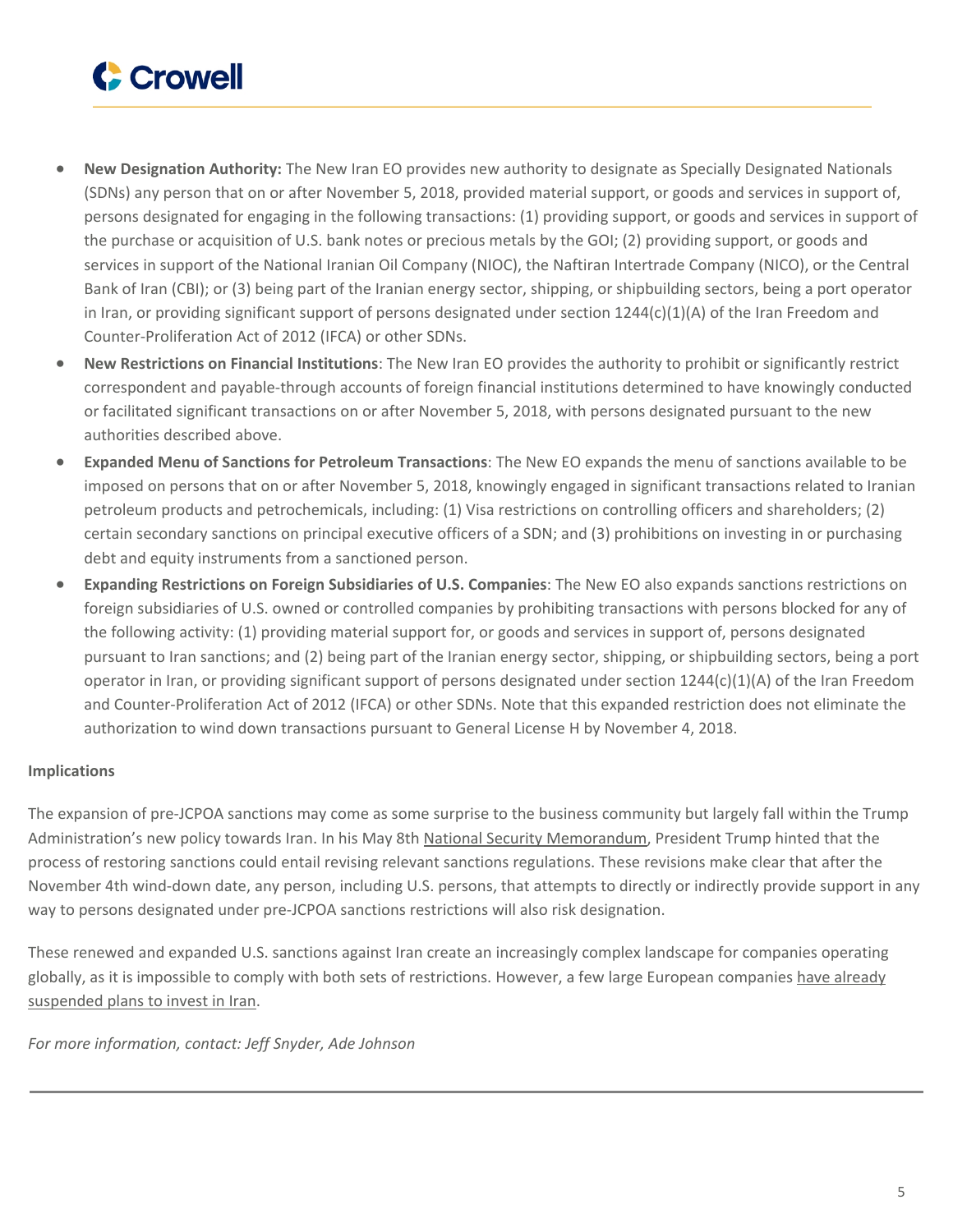- **New Designation Authority:** The New Iran EO provides new authority to designate as Specially Designated Nationals (SDNs) any person that on or after November 5, 2018, provided material support, or goods and services in support of, persons designated for engaging in the following transactions: (1) providing support, or goods and services in support of the purchase or acquisition of U.S. bank notes or precious metals by the GOI; (2) providing support, or goods and services in support of the National Iranian Oil Company (NIOC), the Naftiran Intertrade Company (NICO), or the Central Bank of Iran (CBI); or (3) being part of the Iranian energy sector, shipping, or shipbuilding sectors, being a port operator in Iran, or providing significant support of persons designated under section 1244(c)(1)(A) of the Iran Freedom and Counter-Proliferation Act of 2012 (IFCA) or other SDNs.
- **New Restrictions on Financial Institutions**: The New Iran EO provides the authority to prohibit or significantly restrict correspondent and payable-through accounts of foreign financial institutions determined to have knowingly conducted or facilitated significant transactions on or after November 5, 2018, with persons designated pursuant to the new authorities described above.
- **Expanded Menu of Sanctions for Petroleum Transactions**: The New EO expands the menu of sanctions available to be imposed on persons that on or after November 5, 2018, knowingly engaged in significant transactions related to Iranian petroleum products and petrochemicals, including: (1) Visa restrictions on controlling officers and shareholders; (2) certain secondary sanctions on principal executive officers of a SDN; and (3) prohibitions on investing in or purchasing debt and equity instruments from a sanctioned person.
- **Expanding Restrictions on Foreign Subsidiaries of U.S. Companies**: The New EO also expands sanctions restrictions on foreign subsidiaries of U.S. owned or controlled companies by prohibiting transactions with persons blocked for any of the following activity: (1) providing material support for, or goods and services in support of, persons designated pursuant to Iran sanctions; and (2) being part of the Iranian energy sector, shipping, or shipbuilding sectors, being a port operator in Iran, or providing significant support of persons designated under section 1244(c)(1)(A) of the Iran Freedom and Counter-Proliferation Act of 2012 (IFCA) or other SDNs. Note that this expanded restriction does not eliminate the authorization to wind down transactions pursuant to General License H by November 4, 2018.

**Implications**

The expansion of pre-JCPOA sanctions may come as some surprise to the business community but largely fall within the Trump Administration's new policy towards Iran. In his May 8th National Security Memorandum, President Trump hinted that the process of restoring sanctions could entail revising relevant sanctions regulations. These revisions make clear that after the November 4th wind-down date, any person, including U.S. persons, that attempts to directly or indirectly provide support in any way to persons designated under pre-JCPOA sanctions restrictions will also risk designation.

These renewed and expanded U.S. sanctions against Iran create an increasingly complex landscape for companies operating globally, as it is impossible to comply with both sets of restrictions. However, a few large European companies have already suspended plans to invest in Iran.

*For more information, contact: Jeff Snyder, Ade Johnson*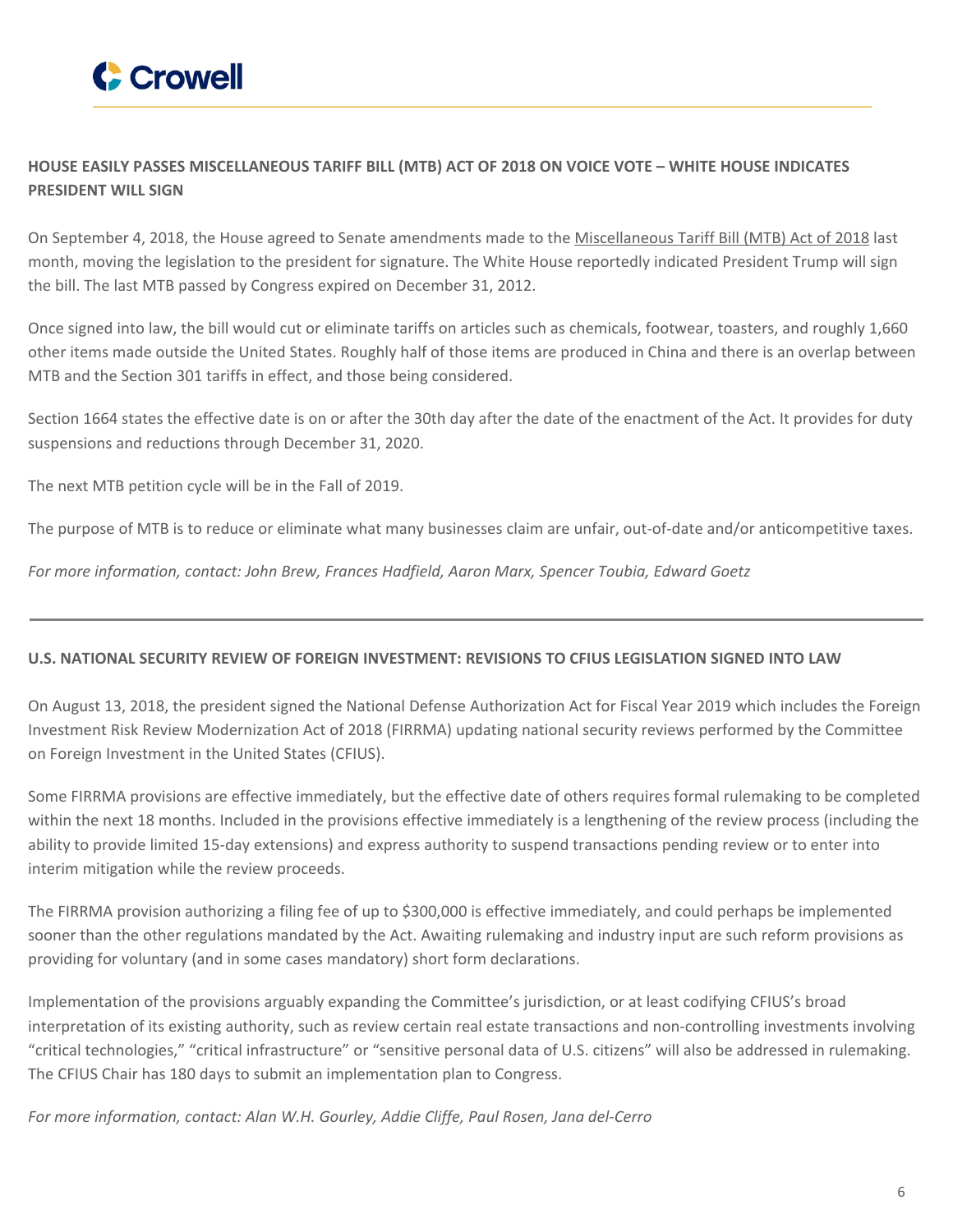## HOUSE EASILY PASSES MISCELLANEOUS TARIFF BILL (MTB) ACT OF 2018 ON VOICE VOTE – WHITE HOUSE INDICATES PRESIDENT WILL SIGN

On September 4, 2018, the House agreed to Senate amendments made to the Miscellaneous Tariff Bill (MTB) Act of 2018 last month, moving the legislation to the president for signature. The White House reportedly indicated President Trump will sign the bill. The last MTB passed by Congress expired on December 31, 2012.

Once signed into law, the bill would cut or eliminate tariffs on articles such as chemicals, footwear, toasters, and roughly 1,660 other items made outside the United States. Roughly half of those items are produced in China and there is an overlap between MTB and the Section 301 tariffs in effect, and those being considered.

Section 1664 states the effective date is on or after the 30th day after the date of the enactment of the Act. It provides for duty suspensions and reductions through December 31, 2020.

The next MTB petition cycle will be in the Fall of 2019.

The purpose of MTB is to reduce or eliminate what many businesses claim are unfair, out-of-date and/or anticompetitive taxes.

*For more information, contact: John Brew, Frances Hadfield, Aaron Marx, Spencer Toubia, Edward Goetz*

---

## U.S. NATIONAL SECURITY REVIEW OF FOREIGN INVESTMENT: REVISIONS TO CFIUS LEGISLATION SIGNED INTO LAW

On August 13, 2018, the president signed the National Defense Authorization Act for Fiscal Year 2019 which includes the Foreign Investment Risk Review Modernization Act of 2018 (FIRRMA) updating national security reviews performed by the Committee on Foreign Investment in the United States (CFIUS).

Some FIRRMA provisions are effective immediately, but the effective date of others requires formal rulemaking to be completed within the next 18 months. Included in the provisions effective immediately is a lengthening of the review process (including the ability to provide limited 15-day extensions) and express authority to suspend transactions pending review or to enter into interim mitigation while the review proceeds.

The FIRRMA provision authorizing a filing fee of up to $300,000 is effective immediately, and could perhaps be implemented sooner than the other regulations mandated by the Act. Awaiting rulemaking and industry input are such reform provisions as providing for voluntary (and in some cases mandatory) short form declarations.

Implementation of the provisions arguably expanding the Committee's jurisdiction, or at least codifying CFIUS's broad interpretation of its existing authority, such as review certain real estate transactions and non-controlling investments involving "critical technologies," "critical infrastructure" or "sensitive personal data of U.S. citizens" will also be addressed in rulemaking. The CFIUS Chair has 180 days to submit an implementation plan to Congress.

*For more information, contact: Alan W.H. Gourley, Addie Cliffe, Paul Rosen, Jana del-Cerro*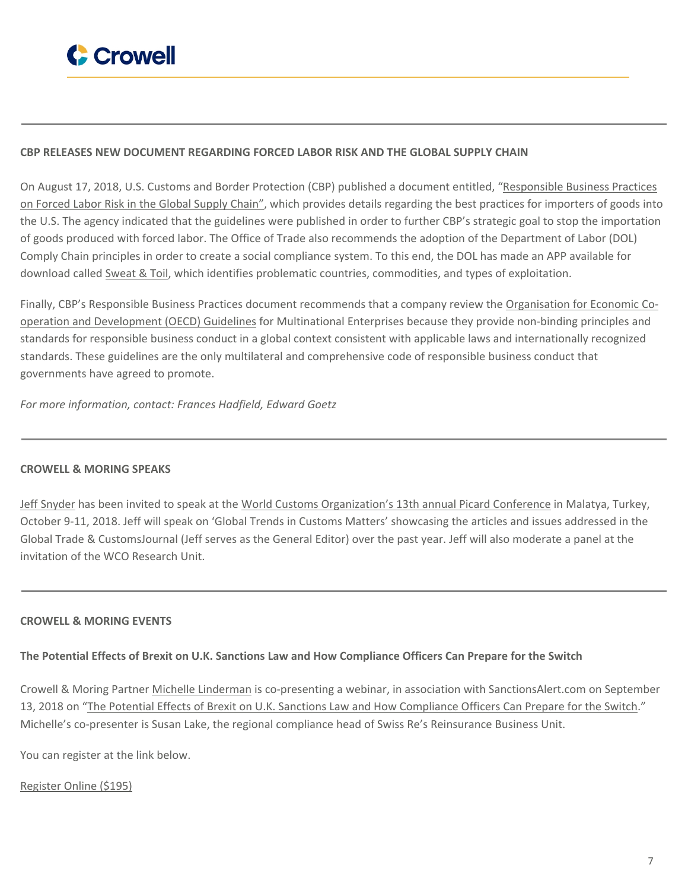## CBP RELEASES NEW DOCUMENT REGARDING FORCED LABOR RISK AND THE GLOBAL SUPPLY CHAIN

On August 17, 2018, U.S. Customs and Border Protection (CBP) published a document entitled, "Responsible Business Practices on Forced Labor Risk in the Global Supply Chain", which provides details regarding the best practices for importers of goods into the U.S. The agency indicated that the guidelines were published in order to further CBP's strategic goal to stop the importation of goods produced with forced labor. The Office of Trade also recommends the adoption of the Department of Labor (DOL) Comply Chain principles in order to create a social compliance system. To this end, the DOL has made an APP available for download called Sweat & Toil, which identifies problematic countries, commodities, and types of exploitation.

Finally, CBP's Responsible Business Practices document recommends that a company review the Organisation for Economic Co-operation and Development (OECD) Guidelines for Multinational Enterprises because they provide non-binding principles and standards for responsible business conduct in a global context consistent with applicable laws and internationally recognized standards. These guidelines are the only multilateral and comprehensive code of responsible business conduct that governments have agreed to promote.

*For more information, contact: Frances Hadfield, Edward Goetz*

---

## CROWELL & MORING SPEAKS

Jeff Snyder has been invited to speak at the World Customs Organization's 13th annual Picard Conference in Malatya, Turkey, October 9-11, 2018. Jeff will speak on 'Global Trends in Customs Matters' showcasing the articles and issues addressed in the Global Trade & CustomsJournal (Jeff serves as the General Editor) over the past year. Jeff will also moderate a panel at the invitation of the WCO Research Unit.

---

## CROWELL & MORING EVENTS

### The Potential Effects of Brexit on U.K. Sanctions Law and How Compliance Officers Can Prepare for the Switch

Crowell & Moring Partner Michelle Linderman is co-presenting a webinar, in association with SanctionsAlert.com on September 13, 2018 on "The Potential Effects of Brexit on U.K. Sanctions Law and How Compliance Officers Can Prepare for the Switch." Michelle's co-presenter is Susan Lake, the regional compliance head of Swiss Re's Reinsurance Business Unit.

You can register at the link below.

Register Online ($195)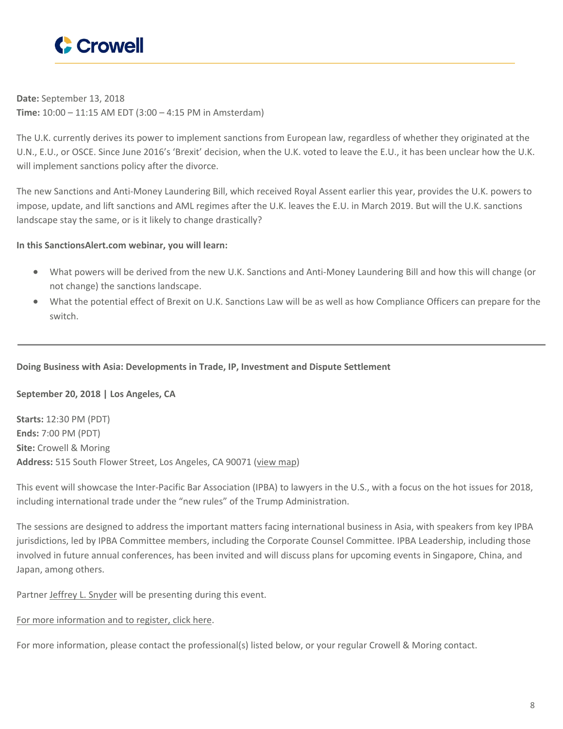**Date:** September 13, 2018
**Time:** 10:00 – 11:15 AM EDT (3:00 – 4:15 PM in Amsterdam)

The U.K. currently derives its power to implement sanctions from European law, regardless of whether they originated at the U.N., E.U., or OSCE. Since June 2016's 'Brexit' decision, when the U.K. voted to leave the E.U., it has been unclear how the U.K. will implement sanctions policy after the divorce.

The new Sanctions and Anti-Money Laundering Bill, which received Royal Assent earlier this year, provides the U.K. powers to impose, update, and lift sanctions and AML regimes after the U.K. leaves the E.U. in March 2019. But will the U.K. sanctions landscape stay the same, or is it likely to change drastically?

**In this SanctionsAlert.com webinar, you will learn:**

- What powers will be derived from the new U.K. Sanctions and Anti-Money Laundering Bill and how this will change (or not change) the sanctions landscape.
- What the potential effect of Brexit on U.K. Sanctions Law will be as well as how Compliance Officers can prepare for the switch.

---

**Doing Business with Asia: Developments in Trade, IP, Investment and Dispute Settlement**

**September 20, 2018 | Los Angeles, CA**

**Starts:** 12:30 PM (PDT)
**Ends:** 7:00 PM (PDT)
**Site:** Crowell & Moring
**Address:** 515 South Flower Street, Los Angeles, CA 90071 (view map)

This event will showcase the Inter-Pacific Bar Association (IPBA) to lawyers in the U.S., with a focus on the hot issues for 2018, including international trade under the "new rules" of the Trump Administration.

The sessions are designed to address the important matters facing international business in Asia, with speakers from key IPBA jurisdictions, led by IPBA Committee members, including the Corporate Counsel Committee. IPBA Leadership, including those involved in future annual conferences, has been invited and will discuss plans for upcoming events in Singapore, China, and Japan, among others.

Partner Jeffrey L. Snyder will be presenting during this event.

For more information and to register, click here.

For more information, please contact the professional(s) listed below, or your regular Crowell & Moring contact.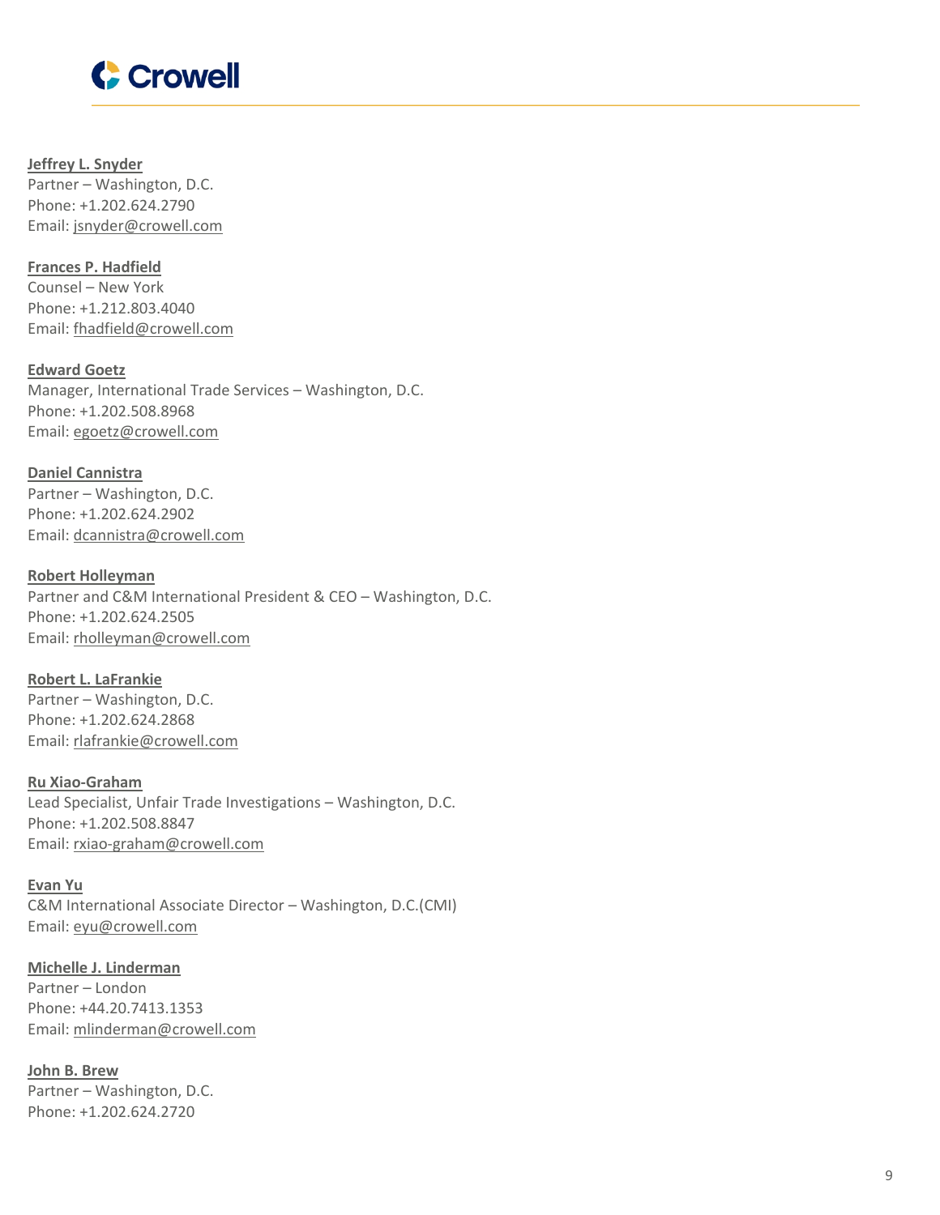**Jeffrey L. Snyder**
Partner – Washington, D.C.
Phone: +1.202.624.2790
Email: jsnyder@crowell.com

**Frances P. Hadfield**
Counsel – New York
Phone: +1.212.803.4040
Email: fhadfield@crowell.com

**Edward Goetz**
Manager, International Trade Services – Washington, D.C.
Phone: +1.202.508.8968
Email: egoetz@crowell.com

**Daniel Cannistra**
Partner – Washington, D.C.
Phone: +1.202.624.2902
Email: dcannistra@crowell.com

**Robert Holleyman**
Partner and C&M International President & CEO – Washington, D.C.
Phone: +1.202.624.2505
Email: rholleyman@crowell.com

**Robert L. LaFrankie**
Partner – Washington, D.C.
Phone: +1.202.624.2868
Email: rlafrankie@crowell.com

**Ru Xiao-Graham**
Lead Specialist, Unfair Trade Investigations – Washington, D.C.
Phone: +1.202.508.8847
Email: rxiao-graham@crowell.com

**Evan Yu**
C&M International Associate Director – Washington, D.C.(CMI)
Email: eyu@crowell.com

**Michelle J. Linderman**
Partner – London
Phone: +44.20.7413.1353
Email: mlinderman@crowell.com

**John B. Brew**
Partner – Washington, D.C.
Phone: +1.202.624.2720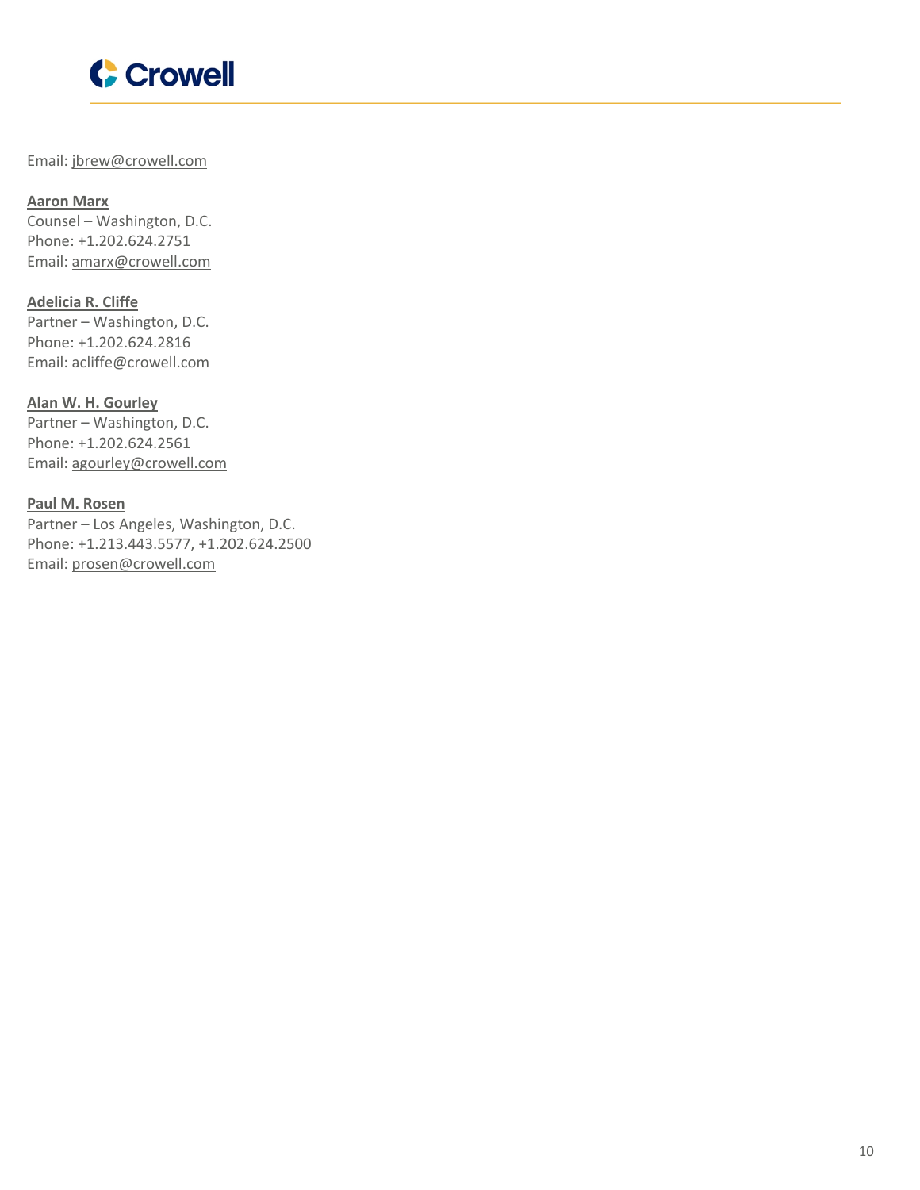Email: jbrew@crowell.com

**Aaron Marx**
Counsel – Washington, D.C.
Phone: +1.202.624.2751
Email: amarx@crowell.com

**Adelicia R. Cliffe**
Partner – Washington, D.C.
Phone: +1.202.624.2816
Email: acliffe@crowell.com

**Alan W. H. Gourley**
Partner – Washington, D.C.
Phone: +1.202.624.2561
Email: agourley@crowell.com

**Paul M. Rosen**
Partner – Los Angeles, Washington, D.C.
Phone: +1.213.443.5577, +1.202.624.2500
Email: prosen@crowell.com